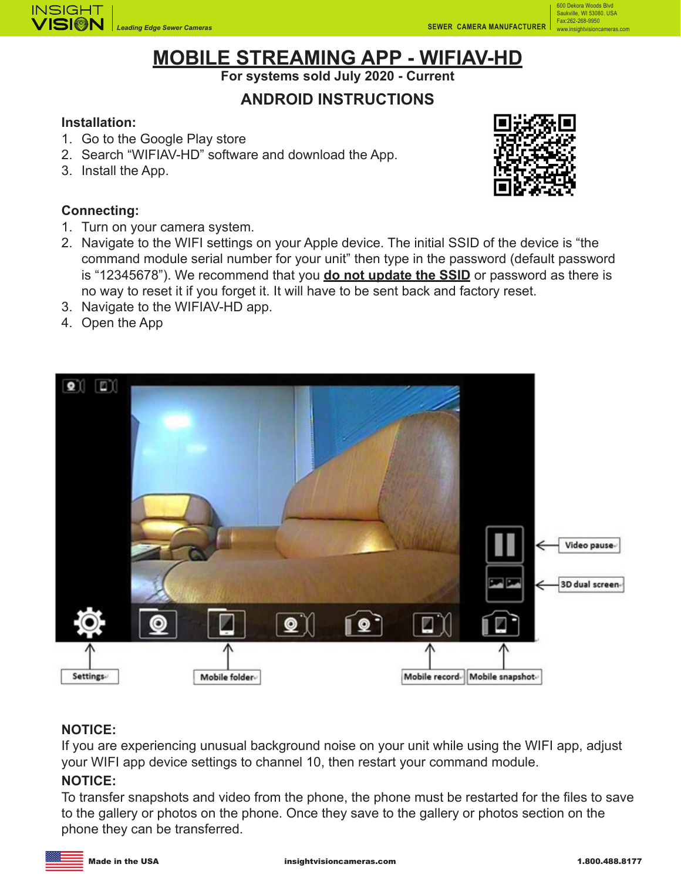# MOBILE STREAMING APP - WIFIAV-HD

**For systems sold July 2020 - Current**

## ANDROID INSTRUCTIONS

**Installation:**

1. Go to the Google Play store
2. Search "WIFIAV-HD" software and download the App.
3. Install the App.

**Connecting:**

1. Turn on your camera system.
2. Navigate to the WIFI settings on your Apple device. The initial SSID of the device is "the command module serial number for your unit" then type in the password (default password is "12345678"). We recommend that you **do not update the SSID** or password as there is no way to reset it if you forget it. It will have to be sent back and factory reset.
3. Navigate to the WIFIAV-HD app.
4. Open the App

Video pause

3D dual screen

Settings

Mobile folder

Mobile record

Mobile snapshot

**NOTICE:**

If you are experiencing unusual background noise on your unit while using the WIFI app, adjust your WIFI app device settings to channel 10, then restart your command module.

**NOTICE:**

To transfer snapshots and video from the phone, the phone must be restarted for the files to save to the gallery or photos on the phone. Once they save to the gallery or photos section on the phone they can be transferred.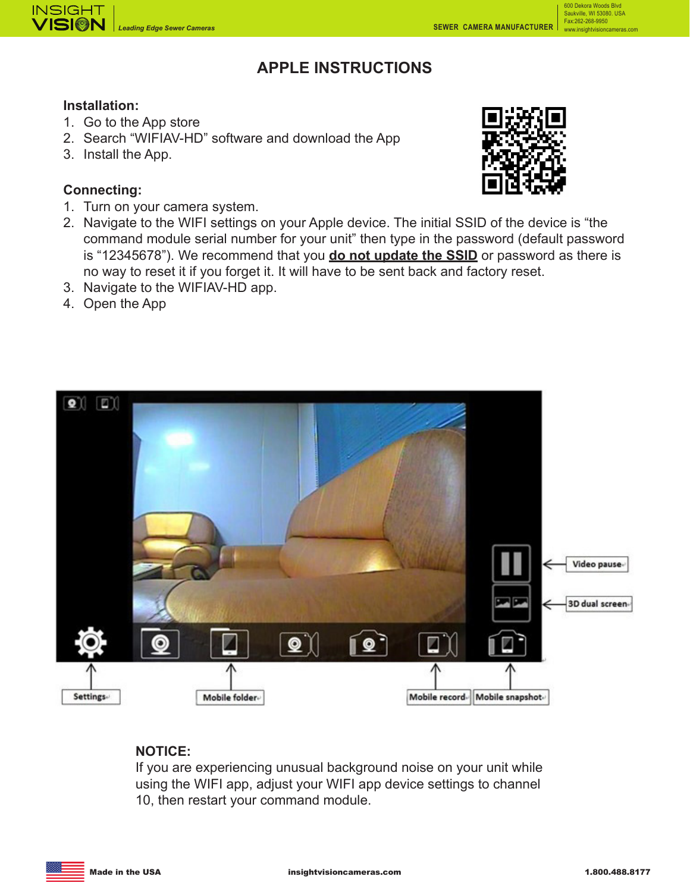# APPLE INSTRUCTIONS

**Installation:**

1. Go to the App store
2. Search “WIFIAV-HD” software and download the App
3. Install the App.

**Connecting:**

1. Turn on your camera system.
2. Navigate to the WIFI settings on your Apple device. The initial SSID of the device is “the command module serial number for your unit” then type in the password (default password is “12345678”). We recommend that you **do not update the SSID** or password as there is no way to reset it if you forget it. It will have to be sent back and factory reset.
3. Navigate to the WIFIAV-HD app.
4. Open the App

Video pause

3D dual screen

Settings

Mobile folder

Mobile record

Mobile snapshot

**NOTICE:**
If you are experiencing unusual background noise on your unit while using the WIFI app, adjust your WIFI app device settings to channel 10, then restart your command module.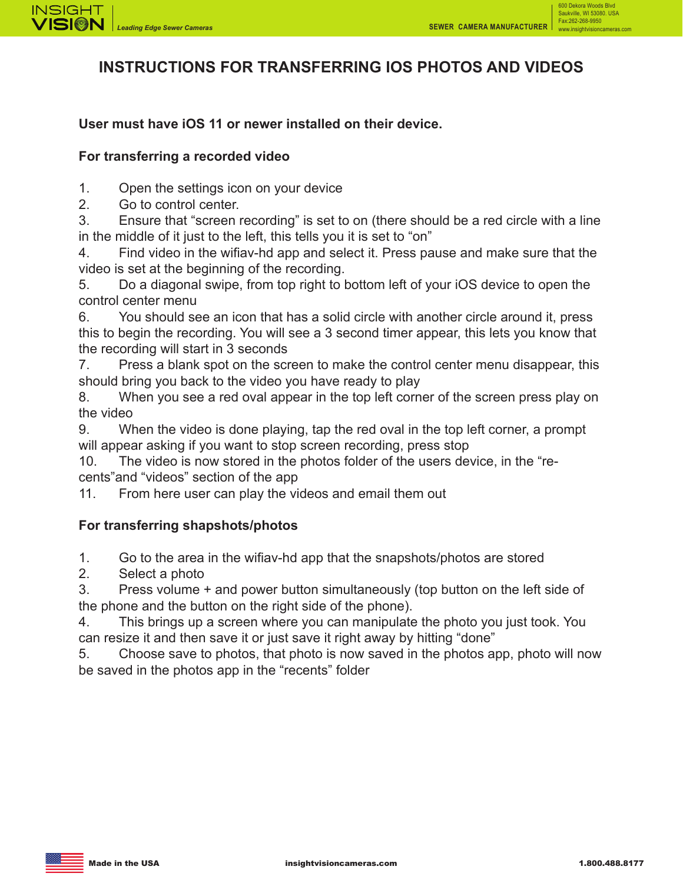# INSTRUCTIONS FOR TRANSFERRING IOS PHOTOS AND VIDEOS

**User must have iOS 11 or newer installed on their device.**

**For transferring a recorded video**

1. Open the settings icon on your device
2. Go to control center.
3. Ensure that "screen recording" is set to on (there should be a red circle with a line in the middle of it just to the left, this tells you it is set to "on"
4. Find video in the wifiav-hd app and select it. Press pause and make sure that the video is set at the beginning of the recording.
5. Do a diagonal swipe, from top right to bottom left of your iOS device to open the control center menu
6. You should see an icon that has a solid circle with another circle around it, press this to begin the recording. You will see a 3 second timer appear, this lets you know that the recording will start in 3 seconds
7. Press a blank spot on the screen to make the control center menu disappear, this should bring you back to the video you have ready to play
8. When you see a red oval appear in the top left corner of the screen press play on the video
9. When the video is done playing, tap the red oval in the top left corner, a prompt will appear asking if you want to stop screen recording, press stop
10. The video is now stored in the photos folder of the users device, in the "re-cents"and "videos" section of the app
11. From here user can play the videos and email them out

**For transferring shapshots/photos**

1. Go to the area in the wifiav-hd app that the snapshots/photos are stored
2. Select a photo
3. Press volume + and power button simultaneously (top button on the left side of the phone and the button on the right side of the phone).
4. This brings up a screen where you can manipulate the photo you just took. You can resize it and then save it or just save it right away by hitting "done"
5. Choose save to photos, that photo is now saved in the photos app, photo will now be saved in the photos app in the "recents" folder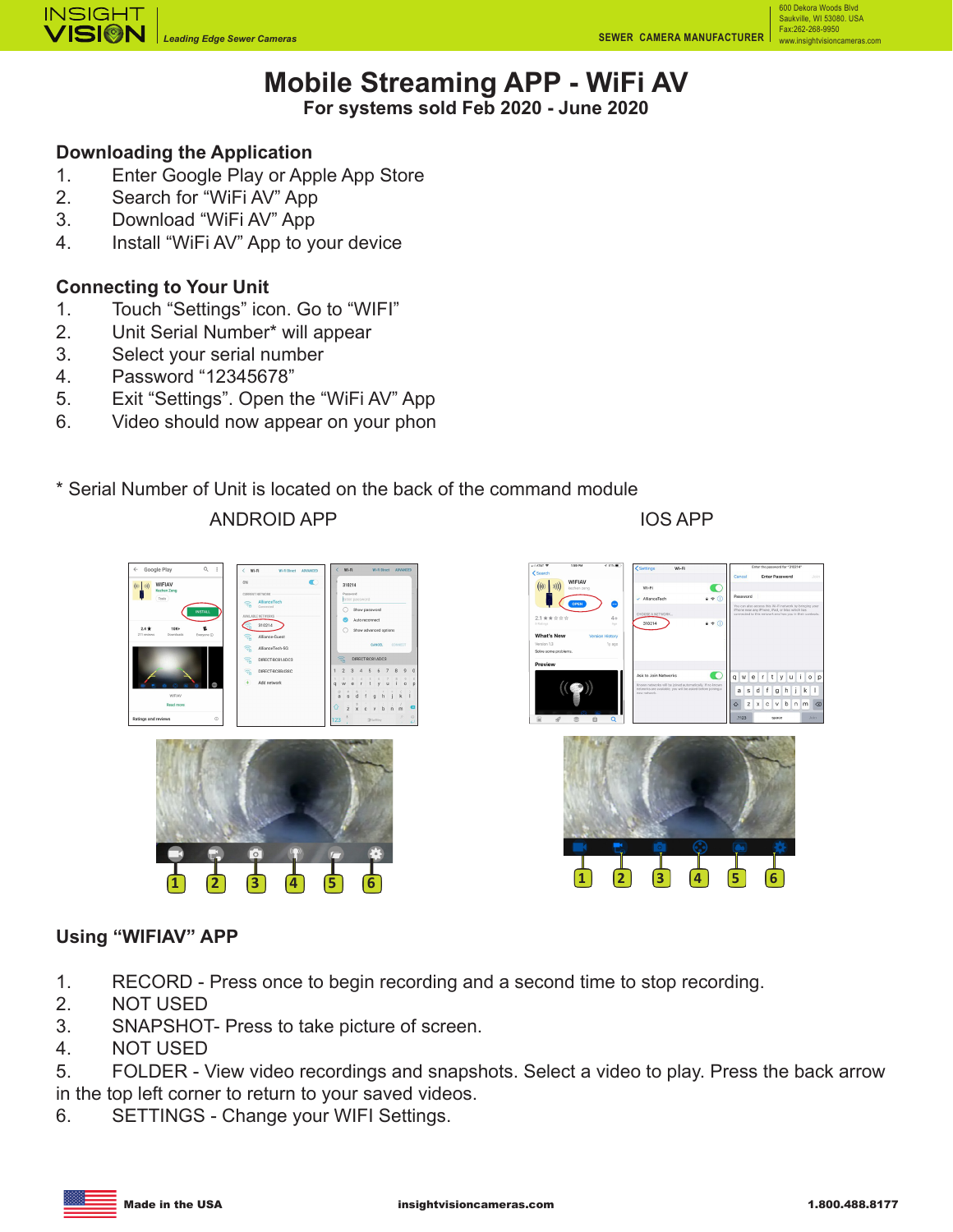# Mobile Streaming APP - WiFi AV

**For systems sold Feb 2020 - June 2020**

## Downloading the Application

1. Enter Google Play or Apple App Store
2. Search for “WiFi AV” App
3. Download “WiFi AV” App
4. Install “WiFi AV” App to your device

## Connecting to Your Unit

1. Touch “Settings” icon. Go to “WIFI”
2. Unit Serial Number* will appear
3. Select your serial number
4. Password “12345678”
5. Exit “Settings”. Open the “WiFi AV” App
6. Video should now appear on your phon

* Serial Number of Unit is located on the back of the command module

ANDROID APP

IOS APP

## Using “WIFIAV” APP

1. RECORD - Press once to begin recording and a second time to stop recording.
2. NOT USED
3. SNAPSHOT- Press to take picture of screen.
4. NOT USED
5. FOLDER - View video recordings and snapshots. Select a video to play. Press the back arrow in the top left corner to return to your saved videos.
6. SETTINGS - Change your WIFI Settings.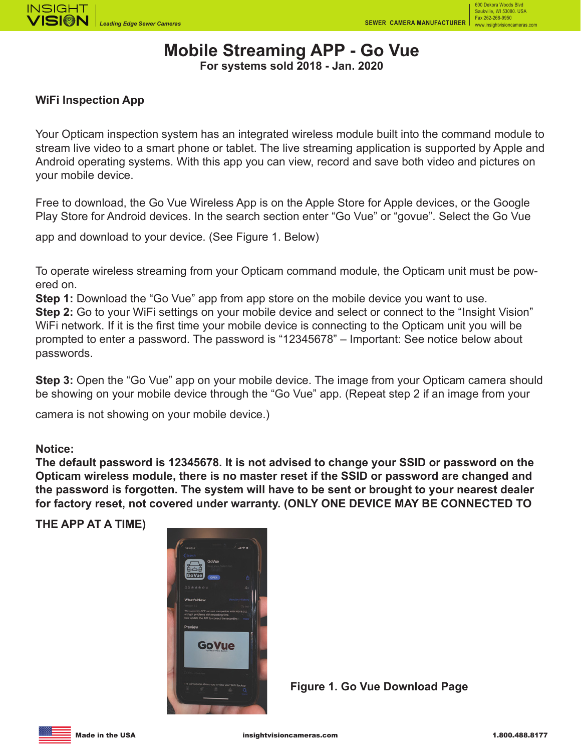# Mobile Streaming APP - Go Vue

**For systems sold 2018 - Jan. 2020**

### WiFi Inspection App

Your Opticam inspection system has an integrated wireless module built into the command module to stream live video to a smart phone or tablet. The live streaming application is supported by Apple and Android operating systems. With this app you can view, record and save both video and pictures on your mobile device.

Free to download, the Go Vue Wireless App is on the Apple Store for Apple devices, or the Google Play Store for Android devices. In the search section enter “Go Vue” or “govue”. Select the Go Vue app and download to your device. (See Figure 1. Below)

To operate wireless streaming from your Opticam command module, the Opticam unit must be powered on.

**Step 1:** Download the “Go Vue” app from app store on the mobile device you want to use.

**Step 2:** Go to your WiFi settings on your mobile device and select or connect to the “Insight Vision” WiFi network. If it is the first time your mobile device is connecting to the Opticam unit you will be prompted to enter a password. The password is “12345678” – Important: See notice below about passwords.

**Step 3:** Open the “Go Vue” app on your mobile device. The image from your Opticam camera should be showing on your mobile device through the “Go Vue” app. (Repeat step 2 if an image from your camera is not showing on your mobile device.)

**Notice:**
**The default password is 12345678. It is not advised to change your SSID or password on the Opticam wireless module, there is no master reset if the SSID or password are changed and the password is forgotten. The system will have to be sent or brought to your nearest dealer for factory reset, not covered under warranty. (ONLY ONE DEVICE MAY BE CONNECTED TO THE APP AT A TIME)**

**Figure 1. Go Vue Download Page**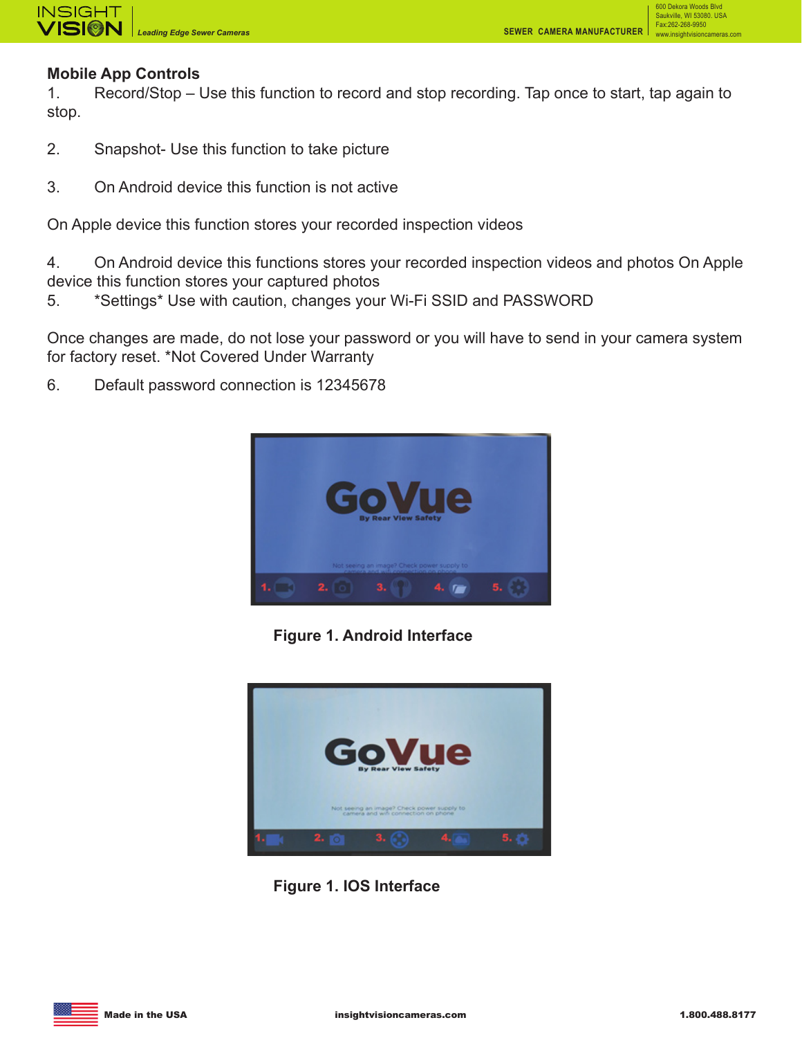## Mobile App Controls

1. Record/Stop – Use this function to record and stop recording. Tap once to start, tap again to stop.

2. Snapshot- Use this function to take picture

3. On Android device this function is not active

On Apple device this function stores your recorded inspection videos

4. On Android device this functions stores your recorded inspection videos and photos On Apple device this function stores your captured photos
5. *Settings* Use with caution, changes your Wi-Fi SSID and PASSWORD

Once changes are made, do not lose your password or you will have to send in your camera system for factory reset. *Not Covered Under Warranty

6. Default password connection is 12345678

**Figure 1. Android Interface**

**Figure 1. IOS Interface**